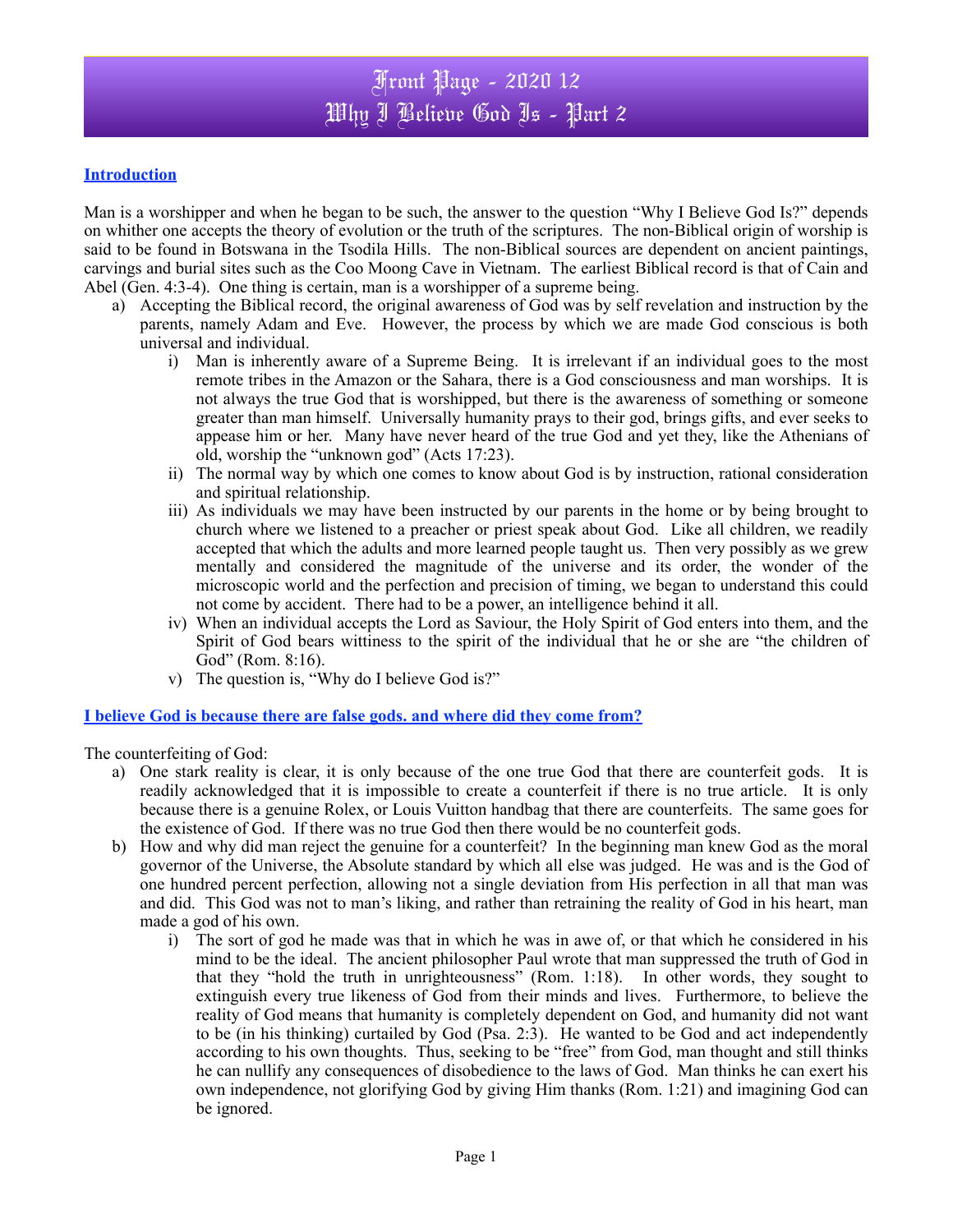# Front Page - 2020 12
# Why I Believe God Is - Part 2

## Introduction

Man is a worshipper and when he began to be such, the answer to the question "Why I Believe God Is?" depends on whither one accepts the theory of evolution or the truth of the scriptures. The non-Biblical origin of worship is said to be found in Botswana in the Tsodila Hills. The non-Biblical sources are dependent on ancient paintings, carvings and burial sites such as the Coo Moong Cave in Vietnam. The earliest Biblical record is that of Cain and Abel (Gen. 4:3-4). One thing is certain, man is a worshipper of a supreme being.

a) Accepting the Biblical record, the original awareness of God was by self revelation and instruction by the parents, namely Adam and Eve. However, the process by which we are made God conscious is both universal and individual.
   i) Man is inherently aware of a Supreme Being. It is irrelevant if an individual goes to the most remote tribes in the Amazon or the Sahara, there is a God consciousness and man worships. It is not always the true God that is worshipped, but there is the awareness of something or someone greater than man himself. Universally humanity prays to their god, brings gifts, and ever seeks to appease him or her. Many have never heard of the true God and yet they, like the Athenians of old, worship the "unknown god" (Acts 17:23).
   ii) The normal way by which one comes to know about God is by instruction, rational consideration and spiritual relationship.
   iii) As individuals we may have been instructed by our parents in the home or by being brought to church where we listened to a preacher or priest speak about God. Like all children, we readily accepted that which the adults and more learned people taught us. Then very possibly as we grew mentally and considered the magnitude of the universe and its order, the wonder of the microscopic world and the perfection and precision of timing, we began to understand this could not come by accident. There had to be a power, an intelligence behind it all.
   iv) When an individual accepts the Lord as Saviour, the Holy Spirit of God enters into them, and the Spirit of God bears wittiness to the spirit of the individual that he or she are "the children of God" (Rom. 8:16).
   v) The question is, "Why do I believe God is?"

## I believe God is because there are false gods. and where did they come from?

The counterfeiting of God:

a) One stark reality is clear, it is only because of the one true God that there are counterfeit gods. It is readily acknowledged that it is impossible to create a counterfeit if there is no true article. It is only because there is a genuine Rolex, or Louis Vuitton handbag that there are counterfeits. The same goes for the existence of God. If there was no true God then there would be no counterfeit gods.
b) How and why did man reject the genuine for a counterfeit? In the beginning man knew God as the moral governor of the Universe, the Absolute standard by which all else was judged. He was and is the God of one hundred percent perfection, allowing not a single deviation from His perfection in all that man was and did. This God was not to man's liking, and rather than retraining the reality of God in his heart, man made a god of his own.
   i) The sort of god he made was that in which he was in awe of, or that which he considered in his mind to be the ideal. The ancient philosopher Paul wrote that man suppressed the truth of God in that they "hold the truth in unrighteousness" (Rom. 1:18). In other words, they sought to extinguish every true likeness of God from their minds and lives. Furthermore, to believe the reality of God means that humanity is completely dependent on God, and humanity did not want to be (in his thinking) curtailed by God (Psa. 2:3). He wanted to be God and act independently according to his own thoughts. Thus, seeking to be "free" from God, man thought and still thinks he can nullify any consequences of disobedience to the laws of God. Man thinks he can exert his own independence, not glorifying God by giving Him thanks (Rom. 1:21) and imagining God can be ignored.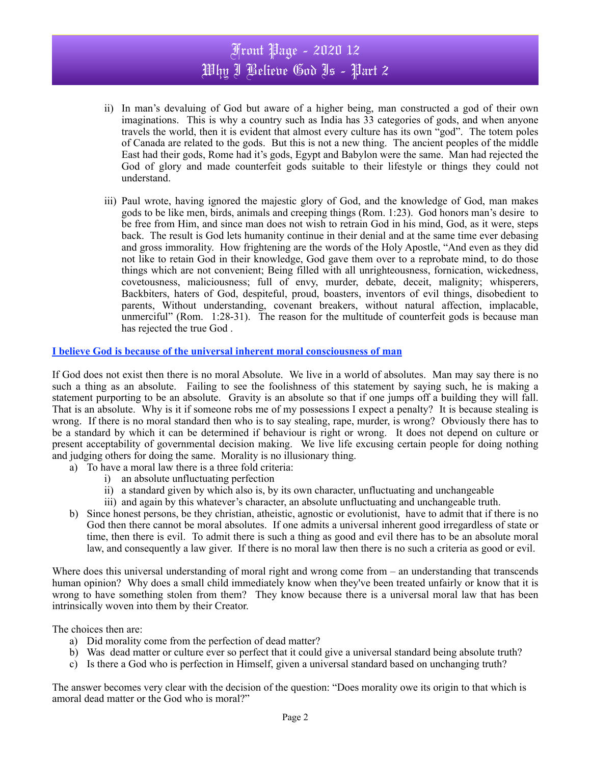ii) In man's devaluing of God but aware of a higher being, man constructed a god of their own imaginations. This is why a country such as India has 33 categories of gods, and when anyone travels the world, then it is evident that almost every culture has its own "god". The totem poles of Canada are related to the gods. But this is not a new thing. The ancient peoples of the middle East had their gods, Rome had it's gods, Egypt and Babylon were the same. Man had rejected the God of glory and made counterfeit gods suitable to their lifestyle or things they could not understand.

iii) Paul wrote, having ignored the majestic glory of God, and the knowledge of God, man makes gods to be like men, birds, animals and creeping things (Rom. 1:23). God honors man's desire to be free from Him, and since man does not wish to retrain God in his mind, God, as it were, steps back. The result is God lets humanity continue in their denial and at the same time ever debasing and gross immorality. How frightening are the words of the Holy Apostle, "And even as they did not like to retain God in their knowledge, God gave them over to a reprobate mind, to do those things which are not convenient; Being filled with all unrighteousness, fornication, wickedness, covetousness, maliciousness; full of envy, murder, debate, deceit, malignity; whisperers, Backbiters, haters of God, despiteful, proud, boasters, inventors of evil things, disobedient to parents, Without understanding, covenant breakers, without natural affection, implacable, unmerciful" (Rom. 1:28-31). The reason for the multitude of counterfeit gods is because man has rejected the true God .

**I believe God is because of the universal inherent moral consciousness of man**

If God does not exist then there is no moral Absolute. We live in a world of absolutes. Man may say there is no such a thing as an absolute. Failing to see the foolishness of this statement by saying such, he is making a statement purporting to be an absolute. Gravity is an absolute so that if one jumps off a building they will fall. That is an absolute. Why is it if someone robs me of my possessions I expect a penalty? It is because stealing is wrong. If there is no moral standard then who is to say stealing, rape, murder, is wrong? Obviously there has to be a standard by which it can be determined if behaviour is right or wrong. It does not depend on culture or present acceptability of governmental decision making. We live life excusing certain people for doing nothing and judging others for doing the same. Morality is no illusionary thing.

a) To have a moral law there is a three fold criteria:
   i) an absolute unfluctuating perfection
   ii) a standard given by which also is, by its own character, unfluctuating and unchangeable
   iii) and again by this whatever's character, an absolute unfluctuating and unchangeable truth.
b) Since honest persons, be they christian, atheistic, agnostic or evolutionist, have to admit that if there is no God then there cannot be moral absolutes. If one admits a universal inherent good irregardless of state or time, then there is evil. To admit there is such a thing as good and evil there has to be an absolute moral law, and consequently a law giver. If there is no moral law then there is no such a criteria as good or evil.

Where does this universal understanding of moral right and wrong come from – an understanding that transcends human opinion? Why does a small child immediately know when they've been treated unfairly or know that it is wrong to have something stolen from them? They know because there is a universal moral law that has been intrinsically woven into them by their Creator.

The choices then are:

a) Did morality come from the perfection of dead matter?
b) Was dead matter or culture ever so perfect that it could give a universal standard being absolute truth?
c) Is there a God who is perfection in Himself, given a universal standard based on unchanging truth?

The answer becomes very clear with the decision of the question: "Does morality owe its origin to that which is amoral dead matter or the God who is moral?"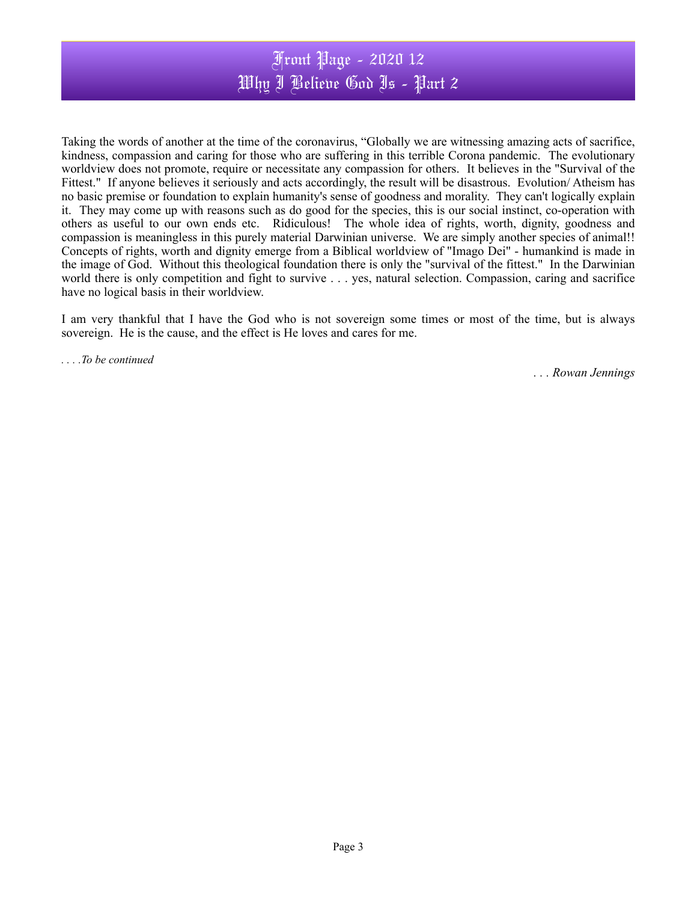# Front Page - 2020 12
# Why I Believe God Is - Part 2

Taking the words of another at the time of the coronavirus, “Globally we are witnessing amazing acts of sacrifice, kindness, compassion and caring for those who are suffering in this terrible Corona pandemic. The evolutionary worldview does not promote, require or necessitate any compassion for others. It believes in the "Survival of the Fittest." If anyone believes it seriously and acts accordingly, the result will be disastrous. Evolution/ Atheism has no basic premise or foundation to explain humanity's sense of goodness and morality. They can't logically explain it. They may come up with reasons such as do good for the species, this is our social instinct, co-operation with others as useful to our own ends etc. Ridiculous! The whole idea of rights, worth, dignity, goodness and compassion is meaningless in this purely material Darwinian universe. We are simply another species of animal!! Concepts of rights, worth and dignity emerge from a Biblical worldview of "Imago Dei" - humankind is made in the image of God. Without this theological foundation there is only the "survival of the fittest." In the Darwinian world there is only competition and fight to survive . . . yes, natural selection. Compassion, caring and sacrifice have no logical basis in their worldview.

I am very thankful that I have the God who is not sovereign some times or most of the time, but is always sovereign. He is the cause, and the effect is He loves and cares for me.

*. . . .To be continued*

*. . . Rowan Jennings*